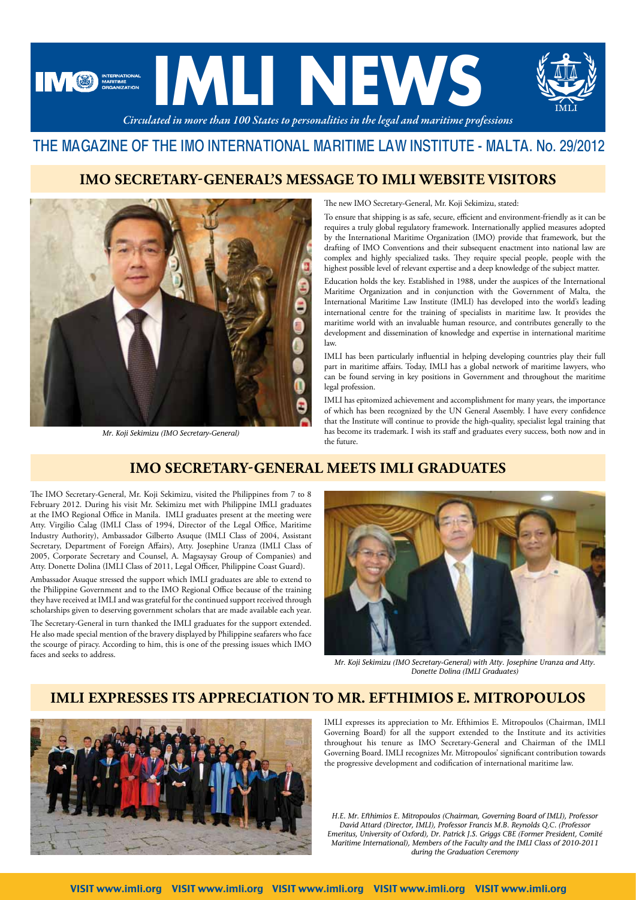# IMLI NEWS

*Circulated in more than 100 States to personalities in the legal and maritime professions*

THE MAGAZINE OF THE IMO INTERNATIONAL MARITIME LAW INSTITUTE - MALTA. No. 29/2012

## IMO SECRETARY-GENERAL'S MESSAGE TO IMLI WEBSITE VISITORS

*Mr. Koji Sekimizu (IMO Secretary-General)*

The new IMO Secretary-General, Mr. Koji Sekimizu, stated:

To ensure that shipping is as safe, secure, efficient and environment-friendly as it can be requires a truly global regulatory framework. Internationally applied measures adopted by the International Maritime Organization (IMO) provide that framework, but the drafting of IMO Conventions and their subsequent enactment into national law are complex and highly specialized tasks. They require special people, people with the highest possible level of relevant expertise and a deep knowledge of the subject matter.

Education holds the key. Established in 1988, under the auspices of the International Maritime Organization and in conjunction with the Government of Malta, the International Maritime Law Institute (IMLI) has developed into the world's leading international centre for the training of specialists in maritime law. It provides the maritime world with an invaluable human resource, and contributes generally to the development and dissemination of knowledge and expertise in international maritime law.

IMLI has been particularly influential in helping developing countries play their full part in maritime affairs. Today, IMLI has a global network of maritime lawyers, who can be found serving in key positions in Government and throughout the maritime legal profession.

IMLI has epitomized achievement and accomplishment for many years, the importance of which has been recognized by the UN General Assembly. I have every confidence that the Institute will continue to provide the high-quality, specialist legal training that has become its trademark. I wish its staff and graduates every success, both now and in the future.

## IMO SECRETARY-GENERAL MEETS IMLI GRADUATES

The IMO Secretary-General, Mr. Koji Sekimizu, visited the Philippines from 7 to 8 February 2012. During his visit Mr. Sekimizu met with Philippine IMLI graduates at the IMO Regional Office in Manila. IMLI graduates present at the meeting were Atty. Virgilio Calag (IMLI Class of 1994, Director of the Legal Office, Maritime Industry Authority), Ambassador Gilberto Asuque (IMLI Class of 2004, Assistant Secretary, Department of Foreign Affairs), Atty. Josephine Uranza (IMLI Class of 2005, Corporate Secretary and Counsel, A. Magsaysay Group of Companies) and Atty. Donette Dolina (IMLI Class of 2011, Legal Officer, Philippine Coast Guard).

Ambassador Asuque stressed the support which IMLI graduates are able to extend to the Philippine Government and to the IMO Regional Office because of the training they have received at IMLI and was grateful for the continued support received through scholarships given to deserving government scholars that are made available each year.

The Secretary-General in turn thanked the IMLI graduates for the support extended. He also made special mention of the bravery displayed by Philippine seafarers who face the scourge of piracy. According to him, this is one of the pressing issues which IMO faces and seeks to address.

*Mr. Koji Sekimizu (IMO Secretary-General) with Atty. Josephine Uranza and Atty. Donette Dolina (IMLI Graduates)*

## IMLI EXPRESSES ITS APPRECIATION TO MR. EFTHIMIOS E. MITROPOULOS

IMLI expresses its appreciation to Mr. Efthimios E. Mitropoulos (Chairman, IMLI Governing Board) for all the support extended to the Institute and its activities throughout his tenure as IMO Secretary-General and Chairman of the IMLI Governing Board. IMLI recognizes Mr. Mitropoulos' significant contribution towards the progressive development and codification of international maritime law.

*H.E. Mr. Efthimios E. Mitropoulos (Chairman, Governing Board of IMLI), Professor David Attard (Director, IMLI), Professor Francis M.B. Reynolds Q.C. (Professor Emeritus, University of Oxford), Dr. Patrick J.S. Griggs CBE (Former President, Comité Maritime International), Members of the Faculty and the IMLI Class of 2010-2011 during the Graduation Ceremony*

VISIT www.imli.org VISIT www.imli.org VISIT www.imli.org VISIT www.imli.org VISIT www.imli.org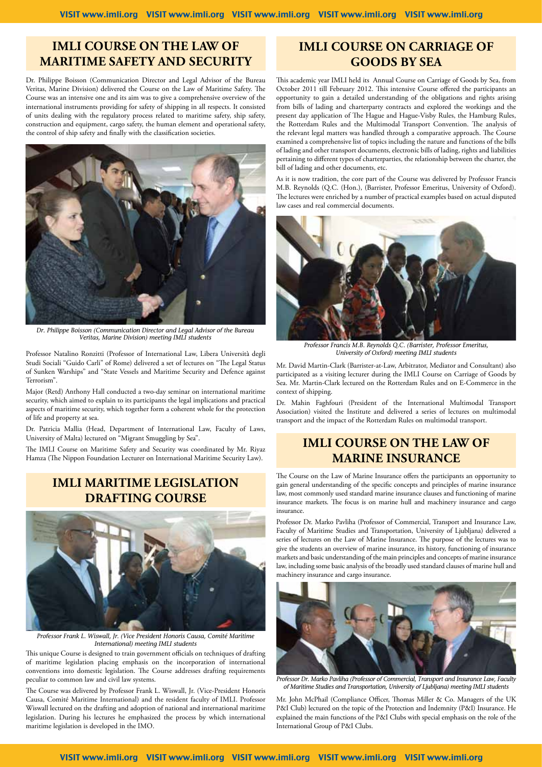## IMLI COURSE ON THE LAW OF MARITIME SAFETY AND SECURITY

Dr. Philippe Boisson (Communication Director and Legal Advisor of the Bureau Veritas, Marine Division) delivered the Course on the Law of Maritime Safety. The Course was an intensive one and its aim was to give a comprehensive overview of the international instruments providing for safety of shipping in all respects. It consisted of units dealing with the regulatory process related to maritime safety, ship safety, construction and equipment, cargo safety, the human element and operational safety, the control of ship safety and finally with the classification societies.

*Dr. Philippe Boisson (Communication Director and Legal Advisor of the Bureau Veritas, Marine Division) meeting IMLI students*

Professor Natalino Ronzitti (Professor of International Law, Libera Università degli Studi Sociali "Guido Carli" of Rome) delivered a set of lectures on "The Legal Status of Sunken Warships" and "State Vessels and Maritime Security and Defence against Terrorism".

Major (Retd) Anthony Hall conducted a two-day seminar on international maritime security, which aimed to explain to its participants the legal implications and practical aspects of maritime security, which together form a coherent whole for the protection of life and property at sea.

Dr. Patricia Mallia (Head, Department of International Law, Faculty of Laws, University of Malta) lectured on "Migrant Smuggling by Sea".

The IMLI Course on Maritime Safety and Security was coordinated by Mr. Riyaz Hamza (The Nippon Foundation Lecturer on International Maritime Security Law).

## IMLI MARITIME LEGISLATION DRAFTING COURSE

*Professor Frank L. Wiswall, Jr. (Vice President Honoris Causa, Comité Maritime International) meeting IMLI students*

This unique Course is designed to train government officials on techniques of drafting of maritime legislation placing emphasis on the incorporation of international conventions into domestic legislation. The Course addresses drafting requirements peculiar to common law and civil law systems.

The Course was delivered by Professor Frank L. Wiswall, Jr. (Vice-President Honoris Causa, Comité Maritime International) and the resident faculty of IMLI. Professor Wiswall lectured on the drafting and adoption of national and international maritime legislation. During his lectures he emphasized the process by which international maritime legislation is developed in the IMO.

## IMLI COURSE ON CARRIAGE OF GOODS BY SEA

This academic year IMLI held its Annual Course on Carriage of Goods by Sea, from October 2011 till February 2012. This intensive Course offered the participants an opportunity to gain a detailed understanding of the obligations and rights arising from bills of lading and charterparty contracts and explored the workings and the present day application of The Hague and Hague-Visby Rules, the Hamburg Rules, the Rotterdam Rules and the Multimodal Transport Convention. The analysis of the relevant legal matters was handled through a comparative approach. The Course examined a comprehensive list of topics including the nature and functions of the bills of lading and other transport documents, electronic bills of lading, rights and liabilities pertaining to different types of charterparties, the relationship between the charter, the bill of lading and other documents, etc.

As it is now tradition, the core part of the Course was delivered by Professor Francis M.B. Reynolds (Q.C. (Hon.), (Barrister, Professor Emeritus, University of Oxford). The lectures were enriched by a number of practical examples based on actual disputed law cases and real commercial documents.

*Professor Francis M.B. Reynolds Q.C. (Barrister, Professor Emeritus, University of Oxford) meeting IMLI students*

Mr. David Martin-Clark (Barrister-at-Law, Arbitrator, Mediator and Consultant) also participated as a visiting lecturer during the IMLI Course on Carriage of Goods by Sea. Mr. Martin-Clark lectured on the Rotterdam Rules and on E-Commerce in the context of shipping.

Dr. Mahin Faghfouri (President of the International Multimodal Transport Association) visited the Institute and delivered a series of lectures on multimodal transport and the impact of the Rotterdam Rules on multimodal transport.

## IMLI COURSE ON THE LAW OF MARINE INSURANCE

The Course on the Law of Marine Insurance offers the participants an opportunity to gain general understanding of the specific concepts and principles of marine insurance law, most commonly used standard marine insurance clauses and functioning of marine insurance markets. The focus is on marine hull and machinery insurance and cargo insurance.

Professor Dr. Marko Pavliha (Professor of Commercial, Transport and Insurance Law, Faculty of Maritime Studies and Transportation, University of Ljubljana) delivered a series of lectures on the Law of Marine Insurance. The purpose of the lectures was to give the students an overview of marine insurance, its history, functioning of insurance markets and basic understanding of the main principles and concepts of marine insurance law, including some basic analysis of the broadly used standard clauses of marine hull and machinery insurance and cargo insurance.

*Professor Dr. Marko Pavliha (Professor of Commercial, Transport and Insurance Law, Faculty of Maritime Studies and Transportation, University of Ljubljana) meeting IMLI students*

Mr. John McPhail (Compliance Officer, Thomas Miller & Co. Managers of the UK P&I Club) lectured on the topic of the Protection and Indemnity (P&I) Insurance. He explained the main functions of the P&I Clubs with special emphasis on the role of the International Group of P&I Clubs.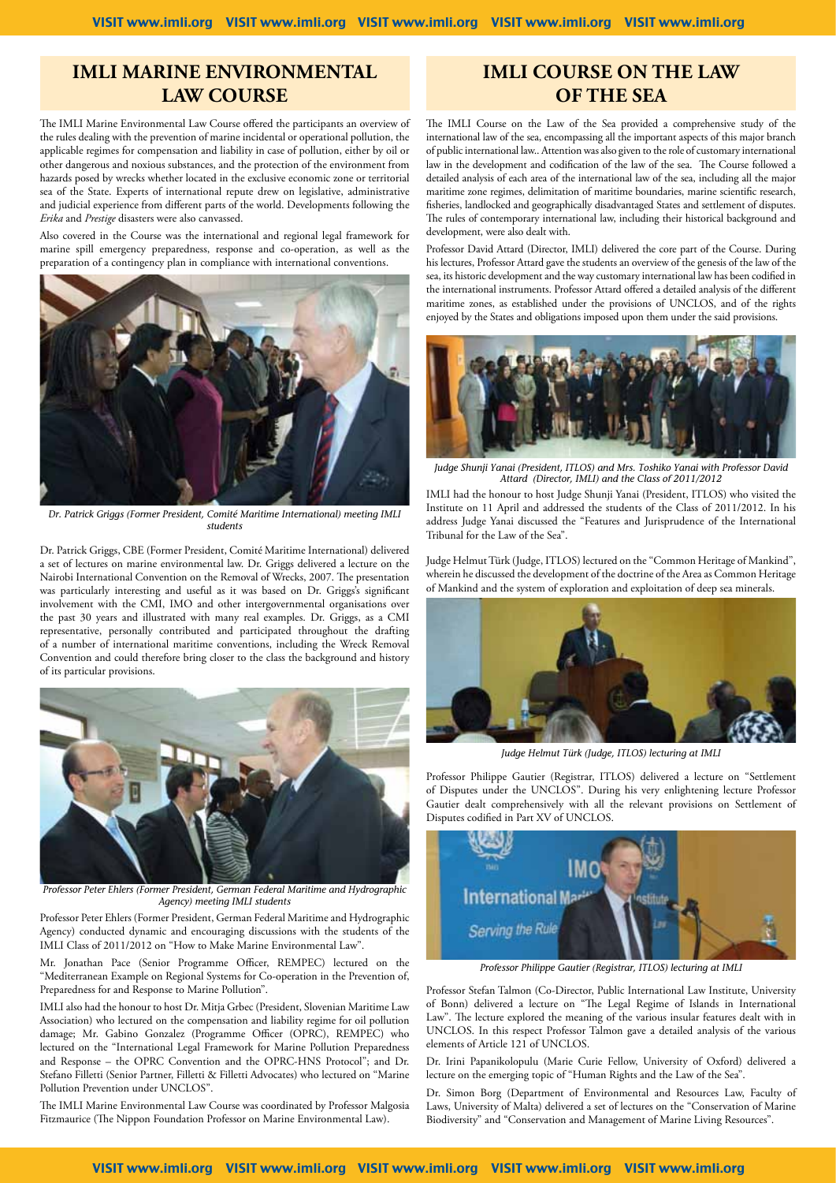## IMLI MARINE ENVIRONMENTAL LAW COURSE

The IMLI Marine Environmental Law Course offered the participants an overview of the rules dealing with the prevention of marine incidental or operational pollution, the applicable regimes for compensation and liability in case of pollution, either by oil or other dangerous and noxious substances, and the protection of the environment from hazards posed by wrecks whether located in the exclusive economic zone or territorial sea of the State. Experts of international repute drew on legislative, administrative and judicial experience from different parts of the world. Developments following the *Erika* and *Prestige* disasters were also canvassed.

Also covered in the Course was the international and regional legal framework for marine spill emergency preparedness, response and co-operation, as well as the preparation of a contingency plan in compliance with international conventions.

*Dr. Patrick Griggs (Former President, Comité Maritime International) meeting IMLI students*

Dr. Patrick Griggs, CBE (Former President, Comité Maritime International) delivered a set of lectures on marine environmental law. Dr. Griggs delivered a lecture on the Nairobi International Convention on the Removal of Wrecks, 2007. The presentation was particularly interesting and useful as it was based on Dr. Griggs's significant involvement with the CMI, IMO and other intergovernmental organisations over the past 30 years and illustrated with many real examples. Dr. Griggs, as a CMI representative, personally contributed and participated throughout the drafting of a number of international maritime conventions, including the Wreck Removal Convention and could therefore bring closer to the class the background and history of its particular provisions.

*Professor Peter Ehlers (Former President, German Federal Maritime and Hydrographic Agency) meeting IMLI students*

Professor Peter Ehlers (Former President, German Federal Maritime and Hydrographic Agency) conducted dynamic and encouraging discussions with the students of the IMLI Class of 2011/2012 on "How to Make Marine Environmental Law".

Mr. Jonathan Pace (Senior Programme Officer, REMPEC) lectured on the "Mediterranean Example on Regional Systems for Co-operation in the Prevention of, Preparedness for and Response to Marine Pollution".

IMLI also had the honour to host Dr. Mitja Grbec (President, Slovenian Maritime Law Association) who lectured on the compensation and liability regime for oil pollution damage; Mr. Gabino Gonzalez (Programme Officer (OPRC), REMPEC) who lectured on the "International Legal Framework for Marine Pollution Preparedness and Response – the OPRC Convention and the OPRC-HNS Protocol"; and Dr. Stefano Filletti (Senior Partner, Filletti & Filletti Advocates) who lectured on "Marine Pollution Prevention under UNCLOS".

The IMLI Marine Environmental Law Course was coordinated by Professor Malgosia Fitzmaurice (The Nippon Foundation Professor on Marine Environmental Law).

## IMLI COURSE ON THE LAW OF THE SEA

The IMLI Course on the Law of the Sea provided a comprehensive study of the international law of the sea, encompassing all the important aspects of this major branch of public international law.. Attention was also given to the role of customary international law in the development and codification of the law of the sea. The Course followed a detailed analysis of each area of the international law of the sea, including all the major maritime zone regimes, delimitation of maritime boundaries, marine scientific research, fisheries, landlocked and geographically disadvantaged States and settlement of disputes. The rules of contemporary international law, including their historical background and development, were also dealt with.

Professor David Attard (Director, IMLI) delivered the core part of the Course. During his lectures, Professor Attard gave the students an overview of the genesis of the law of the sea, its historic development and the way customary international law has been codified in the international instruments. Professor Attard offered a detailed analysis of the different maritime zones, as established under the provisions of UNCLOS, and of the rights enjoyed by the States and obligations imposed upon them under the said provisions.

*Judge Shunji Yanai (President, ITLOS) and Mrs. Toshiko Yanai with Professor David Attard (Director, IMLI) and the Class of 2011/2012*

IMLI had the honour to host Judge Shunji Yanai (President, ITLOS) who visited the Institute on 11 April and addressed the students of the Class of 2011/2012. In his address Judge Yanai discussed the "Features and Jurisprudence of the International Tribunal for the Law of the Sea".

Judge Helmut Türk (Judge, ITLOS) lectured on the "Common Heritage of Mankind", wherein he discussed the development of the doctrine of the Area as Common Heritage of Mankind and the system of exploration and exploitation of deep sea minerals.

*Judge Helmut Türk (Judge, ITLOS) lecturing at IMLI*

Professor Philippe Gautier (Registrar, ITLOS) delivered a lecture on "Settlement of Disputes under the UNCLOS". During his very enlightening lecture Professor Gautier dealt comprehensively with all the relevant provisions on Settlement of Disputes codified in Part XV of UNCLOS.

*Professor Philippe Gautier (Registrar, ITLOS) lecturing at IMLI*

Professor Stefan Talmon (Co-Director, Public International Law Institute, University of Bonn) delivered a lecture on "The Legal Regime of Islands in International Law". The lecture explored the meaning of the various insular features dealt with in UNCLOS. In this respect Professor Talmon gave a detailed analysis of the various elements of Article 121 of UNCLOS.

Dr. Irini Papanikolopulu (Marie Curie Fellow, University of Oxford) delivered a lecture on the emerging topic of "Human Rights and the Law of the Sea".

Dr. Simon Borg (Department of Environmental and Resources Law, Faculty of Laws, University of Malta) delivered a set of lectures on the "Conservation of Marine Biodiversity" and "Conservation and Management of Marine Living Resources".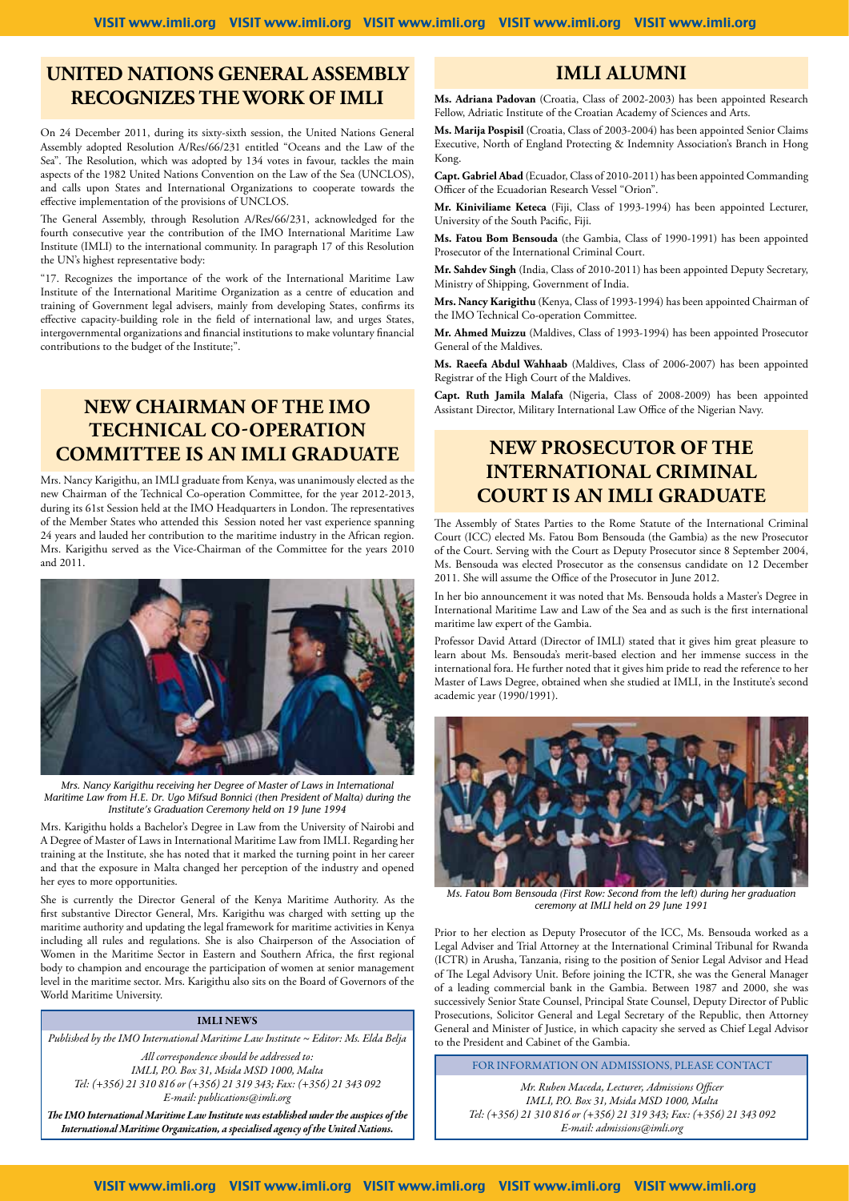## UNITED NATIONS GENERAL ASSEMBLY RECOGNIZES THE WORK OF IMLI

On 24 December 2011, during its sixty-sixth session, the United Nations General Assembly adopted Resolution A/Res/66/231 entitled "Oceans and the Law of the Sea". The Resolution, which was adopted by 134 votes in favour, tackles the main aspects of the 1982 United Nations Convention on the Law of the Sea (UNCLOS), and calls upon States and International Organizations to cooperate towards the effective implementation of the provisions of UNCLOS.

The General Assembly, through Resolution A/Res/66/231, acknowledged for the fourth consecutive year the contribution of the IMO International Maritime Law Institute (IMLI) to the international community. In paragraph 17 of this Resolution the UN's highest representative body:

"17. Recognizes the importance of the work of the International Maritime Law Institute of the International Maritime Organization as a centre of education and training of Government legal advisers, mainly from developing States, confirms its effective capacity-building role in the field of international law, and urges States, intergovernmental organizations and financial institutions to make voluntary financial contributions to the budget of the Institute;".

## NEW CHAIRMAN OF THE IMO TECHNICAL CO-OPERATION COMMITTEE IS AN IMLI GRADUATE

Mrs. Nancy Karigithu, an IMLI graduate from Kenya, was unanimously elected as the new Chairman of the Technical Co-operation Committee, for the year 2012-2013, during its 61st Session held at the IMO Headquarters in London. The representatives of the Member States who attended this Session noted her vast experience spanning 24 years and lauded her contribution to the maritime industry in the African region. Mrs. Karigithu served as the Vice-Chairman of the Committee for the years 2010 and 2011.

*Mrs. Nancy Karigithu receiving her Degree of Master of Laws in International Maritime Law from H.E. Dr. Ugo Mifsud Bonnici (then President of Malta) during the Institute's Graduation Ceremony held on 19 June 1994*

Mrs. Karigithu holds a Bachelor's Degree in Law from the University of Nairobi and A Degree of Master of Laws in International Maritime Law from IMLI. Regarding her training at the Institute, she has noted that it marked the turning point in her career and that the exposure in Malta changed her perception of the industry and opened her eyes to more opportunities.

She is currently the Director General of the Kenya Maritime Authority. As the first substantive Director General, Mrs. Karigithu was charged with setting up the maritime authority and updating the legal framework for maritime activities in Kenya including all rules and regulations. She is also Chairperson of the Association of Women in the Maritime Sector in Eastern and Southern Africa, the first regional body to champion and encourage the participation of women at senior management level in the maritime sector. Mrs. Karigithu also sits on the Board of Governors of the World Maritime University.

**IMLI NEWS**

*Published by the IMO International Maritime Law Institute ~ Editor: Ms. Elda Belja*

*All correspondence should be addressed to:*
*IMLI, P.O. Box 31, Msida MSD 1000, Malta*
*Tel: (+356) 21 310 816 or (+356) 21 319 343; Fax: (+356) 21 343 092*
*E-mail: publications@imli.org*

***The IMO International Maritime Law Institute was established under the auspices of the International Maritime Organization, a specialised agency of the United Nations.***

## IMLI ALUMNI

**Ms. Adriana Padovan** (Croatia, Class of 2002-2003) has been appointed Research Fellow, Adriatic Institute of the Croatian Academy of Sciences and Arts.

**Ms. Marija Pospisil** (Croatia, Class of 2003-2004) has been appointed Senior Claims Executive, North of England Protecting & Indemnity Association's Branch in Hong Kong.

**Capt. Gabriel Abad** (Ecuador, Class of 2010-2011) has been appointed Commanding Officer of the Ecuadorian Research Vessel "Orion".

**Mr. Kiniviliame Keteca** (Fiji, Class of 1993-1994) has been appointed Lecturer, University of the South Pacific, Fiji.

**Ms. Fatou Bom Bensouda** (the Gambia, Class of 1990-1991) has been appointed Prosecutor of the International Criminal Court.

**Mr. Sahdev Singh** (India, Class of 2010-2011) has been appointed Deputy Secretary, Ministry of Shipping, Government of India.

**Mrs. Nancy Karigithu** (Kenya, Class of 1993-1994) has been appointed Chairman of the IMO Technical Co-operation Committee.

**Mr. Ahmed Muizzu** (Maldives, Class of 1993-1994) has been appointed Prosecutor General of the Maldives.

**Ms. Raeefa Abdul Wahhaab** (Maldives, Class of 2006-2007) has been appointed Registrar of the High Court of the Maldives.

**Capt. Ruth Jamila Malafa** (Nigeria, Class of 2008-2009) has been appointed Assistant Director, Military International Law Office of the Nigerian Navy.

## NEW PROSECUTOR OF THE INTERNATIONAL CRIMINAL COURT IS AN IMLI GRADUATE

The Assembly of States Parties to the Rome Statute of the International Criminal Court (ICC) elected Ms. Fatou Bom Bensouda (the Gambia) as the new Prosecutor of the Court. Serving with the Court as Deputy Prosecutor since 8 September 2004, Ms. Bensouda was elected Prosecutor as the consensus candidate on 12 December 2011. She will assume the Office of the Prosecutor in June 2012.

In her bio announcement it was noted that Ms. Bensouda holds a Master's Degree in International Maritime Law and Law of the Sea and as such is the first international maritime law expert of the Gambia.

Professor David Attard (Director of IMLI) stated that it gives him great pleasure to learn about Ms. Bensouda's merit-based election and her immense success in the international fora. He further noted that it gives him pride to read the reference to her Master of Laws Degree, obtained when she studied at IMLI, in the Institute's second academic year (1990/1991).

*Ms. Fatou Bom Bensouda (First Row: Second from the left) during her graduation ceremony at IMLI held on 29 June 1991*

Prior to her election as Deputy Prosecutor of the ICC, Ms. Bensouda worked as a Legal Adviser and Trial Attorney at the International Criminal Tribunal for Rwanda (ICTR) in Arusha, Tanzania, rising to the position of Senior Legal Advisor and Head of The Legal Advisory Unit. Before joining the ICTR, she was the General Manager of a leading commercial bank in the Gambia. Between 1987 and 2000, she was successively Senior State Counsel, Principal State Counsel, Deputy Director of Public Prosecutions, Solicitor General and Legal Secretary of the Republic, then Attorney General and Minister of Justice, in which capacity she served as Chief Legal Advisor to the President and Cabinet of the Gambia.

FOR INFORMATION ON ADMISSIONS, PLEASE CONTACT

*Mr. Ruben Maceda, Lecturer, Admissions Officer*
*IMLI, P.O. Box 31, Msida MSD 1000, Malta*
*Tel: (+356) 21 310 816 or (+356) 21 319 343; Fax: (+356) 21 343 092*
*E-mail: admissions@imli.org*